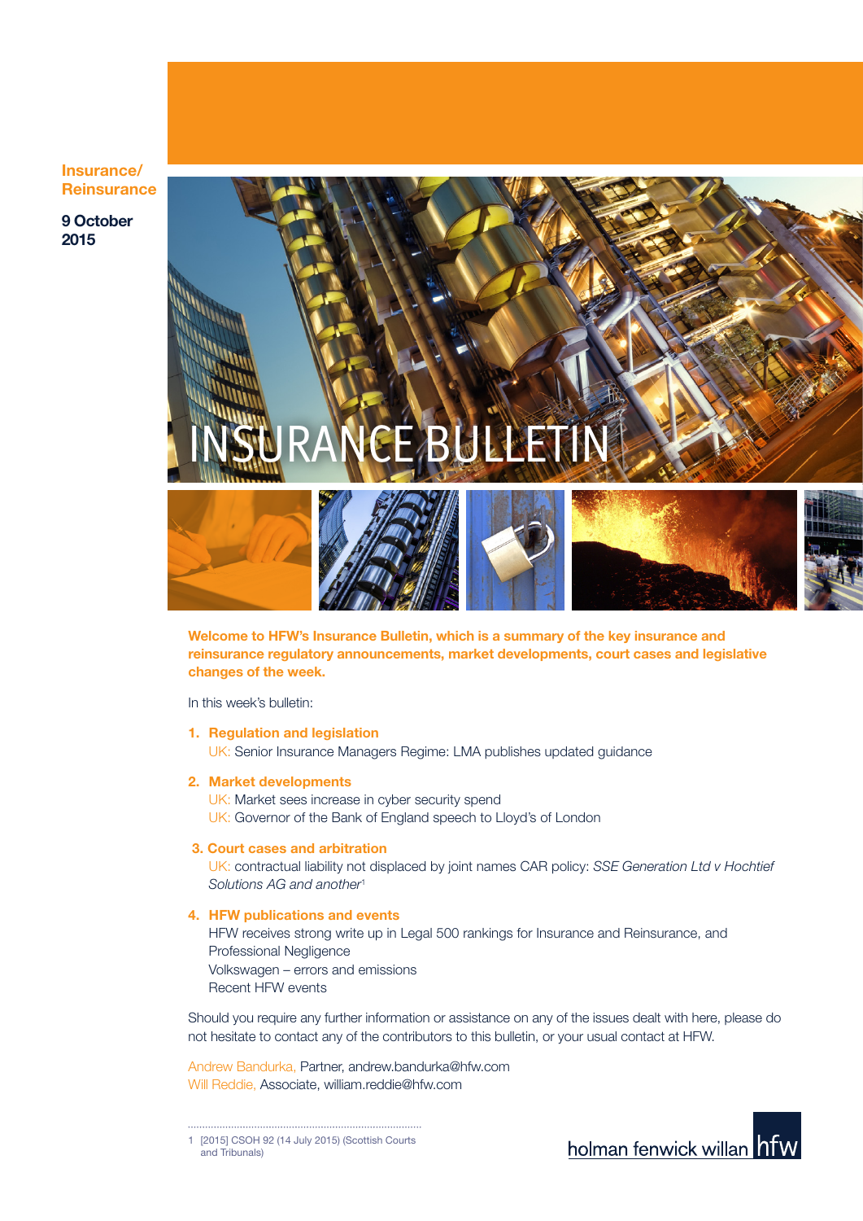Insurance/ Reinsurance

9 October 2015

# INSURANCE BULLETIN

**Welcome to HFW's Insurance Bulletin, which is a summary of the key insurance and reinsurance regulatory announcements, market developments, court cases and legislative changes of the week.**

In this week's bulletin:

1. **Regulation and legislation**
   UK: Senior Insurance Managers Regime: LMA publishes updated guidance

2. **Market developments**
   UK: Market sees increase in cyber security spend
   UK: Governor of the Bank of England speech to Lloyd's of London

3. **Court cases and arbitration**
   UK: contractual liability not displaced by joint names CAR policy: *SSE Generation Ltd v Hochtief Solutions AG and another*[1]

4. **HFW publications and events**
   HFW receives strong write up in Legal 500 rankings for Insurance and Reinsurance, and Professional Negligence
   Volkswagen – errors and emissions
   Recent HFW events

Should you require any further information or assistance on any of the issues dealt with here, please do not hesitate to contact any of the contributors to this bulletin, or your usual contact at HFW.

Andrew Bandurka, Partner, andrew.bandurka@hfw.com
Will Reddie, Associate, william.reddie@hfw.com

1 [2015] CSOH 92 (14 July 2015) (Scottish Courts and Tribunals)

holman fenwick willan hfw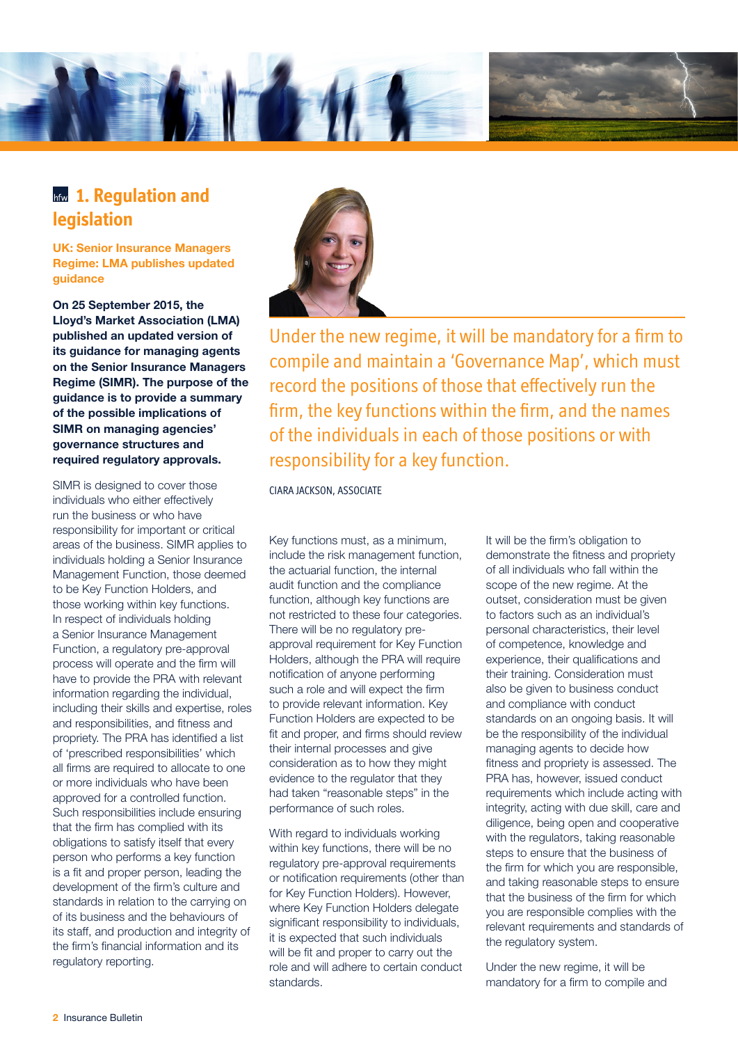## 1. Regulation and legislation

### UK: Senior Insurance Managers Regime: LMA publishes updated guidance

**On 25 September 2015, the Lloyd's Market Association (LMA) published an updated version of its guidance for managing agents on the Senior Insurance Managers Regime (SIMR). The purpose of the guidance is to provide a summary of the possible implications of SIMR on managing agencies' governance structures and required regulatory approvals.**

SIMR is designed to cover those individuals who either effectively run the business or who have responsibility for important or critical areas of the business. SIMR applies to individuals holding a Senior Insurance Management Function, those deemed to be Key Function Holders, and those working within key functions. In respect of individuals holding a Senior Insurance Management Function, a regulatory pre-approval process will operate and the firm will have to provide the PRA with relevant information regarding the individual, including their skills and expertise, roles and responsibilities, and fitness and propriety. The PRA has identified a list of 'prescribed responsibilities' which all firms are required to allocate to one or more individuals who have been approved for a controlled function. Such responsibilities include ensuring that the firm has complied with its obligations to satisfy itself that every person who performs a key function is a fit and proper person, leading the development of the firm's culture and standards in relation to the carrying on of its business and the behaviours of its staff, and production and integrity of the firm's financial information and its regulatory reporting.

> Under the new regime, it will be mandatory for a firm to compile and maintain a 'Governance Map', which must record the positions of those that effectively run the firm, the key functions within the firm, and the names of the individuals in each of those positions or with responsibility for a key function.
>
> CIARA JACKSON, ASSOCIATE

Key functions must, as a minimum, include the risk management function, the actuarial function, the internal audit function and the compliance function, although key functions are not restricted to these four categories. There will be no regulatory pre-approval requirement for Key Function Holders, although the PRA will require notification of anyone performing such a role and will expect the firm to provide relevant information. Key Function Holders are expected to be fit and proper, and firms should review their internal processes and give consideration as to how they might evidence to the regulator that they had taken "reasonable steps" in the performance of such roles.

With regard to individuals working within key functions, there will be no regulatory pre-approval requirements or notification requirements (other than for Key Function Holders). However, where Key Function Holders delegate significant responsibility to individuals, it is expected that such individuals will be fit and proper to carry out the role and will adhere to certain conduct standards.

It will be the firm's obligation to demonstrate the fitness and propriety of all individuals who fall within the scope of the new regime. At the outset, consideration must be given to factors such as an individual's personal characteristics, their level of competence, knowledge and experience, their qualifications and their training. Consideration must also be given to business conduct and compliance with conduct standards on an ongoing basis. It will be the responsibility of the individual managing agents to decide how fitness and propriety is assessed. The PRA has, however, issued conduct requirements which include acting with integrity, acting with due skill, care and diligence, being open and cooperative with the regulators, taking reasonable steps to ensure that the business of the firm for which you are responsible, and taking reasonable steps to ensure that the business of the firm for which you are responsible complies with the relevant requirements and standards of the regulatory system.

Under the new regime, it will be mandatory for a firm to compile and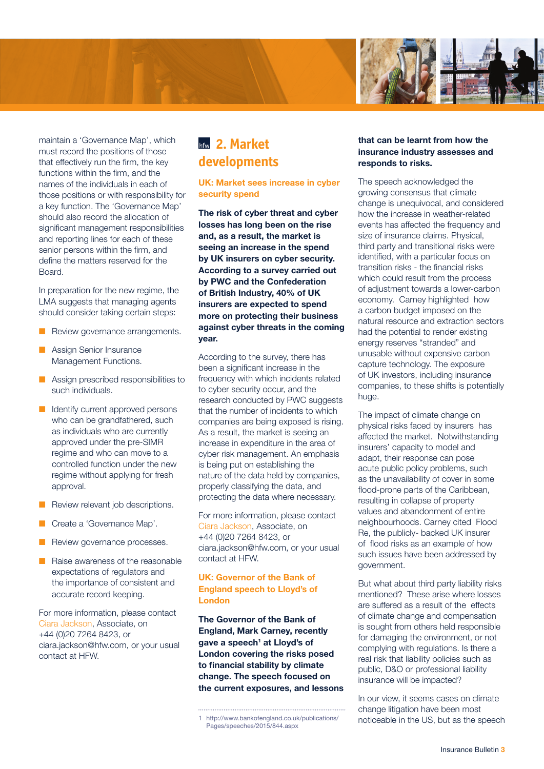maintain a 'Governance Map', which must record the positions of those that effectively run the firm, the key functions within the firm, and the names of the individuals in each of those positions or with responsibility for a key function. The 'Governance Map' should also record the allocation of significant management responsibilities and reporting lines for each of these senior persons within the firm, and define the matters reserved for the Board.

In preparation for the new regime, the LMA suggests that managing agents should consider taking certain steps:

- Review governance arrangements.
- Assign Senior Insurance Management Functions.
- Assign prescribed responsibilities to such individuals.
- Identify current approved persons who can be grandfathered, such as individuals who are currently approved under the pre-SIMR regime and who can move to a controlled function under the new regime without applying for fresh approval.
- Review relevant job descriptions.
- Create a 'Governance Map'.
- Review governance processes.
- Raise awareness of the reasonable expectations of regulators and the importance of consistent and accurate record keeping.

For more information, please contact Ciara Jackson, Associate, on +44 (0)20 7264 8423, or ciara.jackson@hfw.com, or your usual contact at HFW.

## 2. Market developments

### UK: Market sees increase in cyber security spend

**The risk of cyber threat and cyber losses has long been on the rise and, as a result, the market is seeing an increase in the spend by UK insurers on cyber security. According to a survey carried out by PWC and the Confederation of British Industry, 40% of UK insurers are expected to spend more on protecting their business against cyber threats in the coming year.**

According to the survey, there has been a significant increase in the frequency with which incidents related to cyber security occur, and the research conducted by PWC suggests that the number of incidents to which companies are being exposed is rising. As a result, the market is seeing an increase in expenditure in the area of cyber risk management. An emphasis is being put on establishing the nature of the data held by companies, properly classifying the data, and protecting the data where necessary.

For more information, please contact Ciara Jackson, Associate, on +44 (0)20 7264 8423, or ciara.jackson@hfw.com, or your usual contact at HFW.

### UK: Governor of the Bank of England speech to Lloyd's of London

**The Governor of the Bank of England, Mark Carney, recently gave a speech[1] at Lloyd's of London covering the risks posed to financial stability by climate change. The speech focused on the current exposures, and lessons that can be learnt from how the insurance industry assesses and responds to risks.**

The speech acknowledged the growing consensus that climate change is unequivocal, and considered how the increase in weather-related events has affected the frequency and size of insurance claims. Physical, third party and transitional risks were identified, with a particular focus on transition risks - the financial risks which could result from the process of adjustment towards a lower-carbon economy. Carney highlighted how a carbon budget imposed on the natural resource and extraction sectors had the potential to render existing energy reserves "stranded" and unusable without expensive carbon capture technology. The exposure of UK investors, including insurance companies, to these shifts is potentially huge.

The impact of climate change on physical risks faced by insurers has affected the market. Notwithstanding insurers' capacity to model and adapt, their response can pose acute public policy problems, such as the unavailability of cover in some flood-prone parts of the Caribbean, resulting in collapse of property values and abandonment of entire neighbourhoods. Carney cited Flood Re, the publicly- backed UK insurer of flood risks as an example of how such issues have been addressed by government.

But what about third party liability risks mentioned? These arise where losses are suffered as a result of the effects of climate change and compensation is sought from others held responsible for damaging the environment, or not complying with regulations. Is there a real risk that liability policies such as public, D&O or professional liability insurance will be impacted?

In our view, it seems cases on climate change litigation have been most noticeable in the US, but as the speech

1 http://www.bankofengland.co.uk/publications/Pages/speeches/2015/844.aspx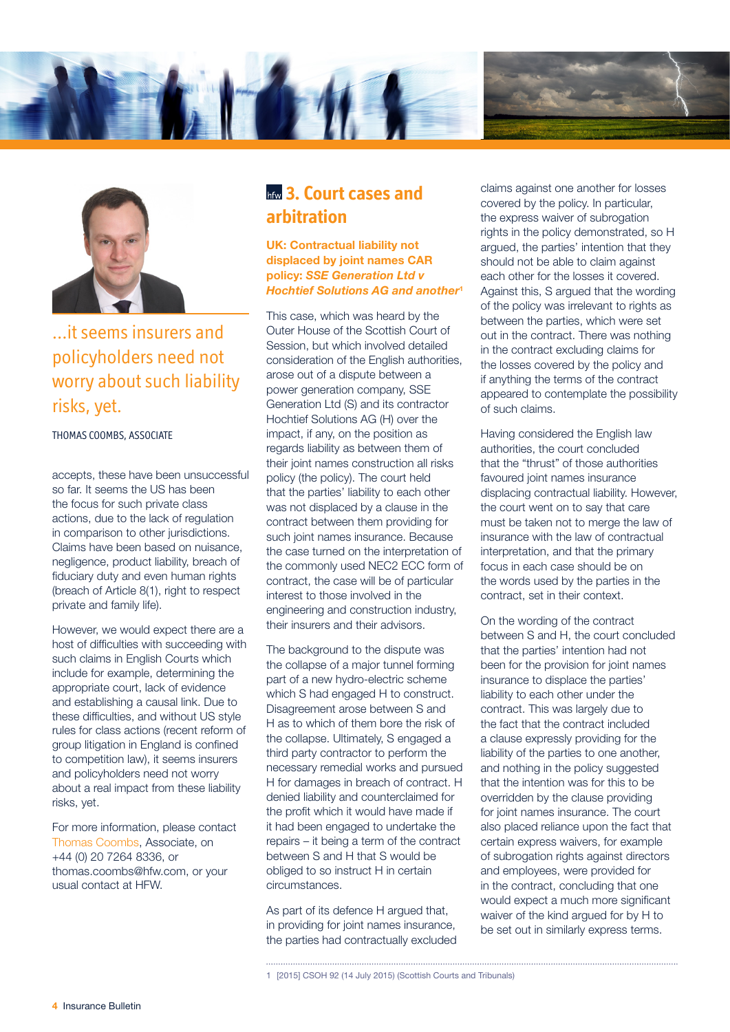...it seems insurers and policyholders need not worry about such liability risks, yet.

THOMAS COOMBS, ASSOCIATE

accepts, these have been unsuccessful so far. It seems the US has been the focus for such private class actions, due to the lack of regulation in comparison to other jurisdictions. Claims have been based on nuisance, negligence, product liability, breach of fiduciary duty and even human rights (breach of Article 8(1), right to respect private and family life).

However, we would expect there are a host of difficulties with succeeding with such claims in English Courts which include for example, determining the appropriate court, lack of evidence and establishing a causal link. Due to these difficulties, and without US style rules for class actions (recent reform of group litigation in England is confined to competition law), it seems insurers and policyholders need not worry about a real impact from these liability risks, yet.

For more information, please contact Thomas Coombs, Associate, on +44 (0) 20 7264 8336, or thomas.coombs@hfw.com, or your usual contact at HFW.

# 3. Court cases and arbitration

### UK: Contractual liability not displaced by joint names CAR policy: *SSE Generation Ltd v Hochtief Solutions AG and another*[1]

This case, which was heard by the Outer House of the Scottish Court of Session, but which involved detailed consideration of the English authorities, arose out of a dispute between a power generation company, SSE Generation Ltd (S) and its contractor Hochtief Solutions AG (H) over the impact, if any, on the position as regards liability as between them of their joint names construction all risks policy (the policy). The court held that the parties' liability to each other was not displaced by a clause in the contract between them providing for such joint names insurance. Because the case turned on the interpretation of the commonly used NEC2 ECC form of contract, the case will be of particular interest to those involved in the engineering and construction industry, their insurers and their advisors.

The background to the dispute was the collapse of a major tunnel forming part of a new hydro-electric scheme which S had engaged H to construct. Disagreement arose between S and H as to which of them bore the risk of the collapse. Ultimately, S engaged a third party contractor to perform the necessary remedial works and pursued H for damages in breach of contract. H denied liability and counterclaimed for the profit which it would have made if it had been engaged to undertake the repairs – it being a term of the contract between S and H that S would be obliged to so instruct H in certain circumstances.

As part of its defence H argued that, in providing for joint names insurance, the parties had contractually excluded claims against one another for losses covered by the policy. In particular, the express waiver of subrogation rights in the policy demonstrated, so H argued, the parties' intention that they should not be able to claim against each other for the losses it covered. Against this, S argued that the wording of the policy was irrelevant to rights as between the parties, which were set out in the contract. There was nothing in the contract excluding claims for the losses covered by the policy and if anything the terms of the contract appeared to contemplate the possibility of such claims.

Having considered the English law authorities, the court concluded that the "thrust" of those authorities favoured joint names insurance displacing contractual liability. However, the court went on to say that care must be taken not to merge the law of insurance with the law of contractual interpretation, and that the primary focus in each case should be on the words used by the parties in the contract, set in their context.

On the wording of the contract between S and H, the court concluded that the parties' intention had not been for the provision for joint names insurance to displace the parties' liability to each other under the contract. This was largely due to the fact that the contract included a clause expressly providing for the liability of the parties to one another, and nothing in the policy suggested that the intention was for this to be overridden by the clause providing for joint names insurance. The court also placed reliance upon the fact that certain express waivers, for example of subrogation rights against directors and employees, were provided for in the contract, concluding that one would expect a much more significant waiver of the kind argued for by H to be set out in similarly express terms.

1 [2015] CSOH 92 (14 July 2015) (Scottish Courts and Tribunals)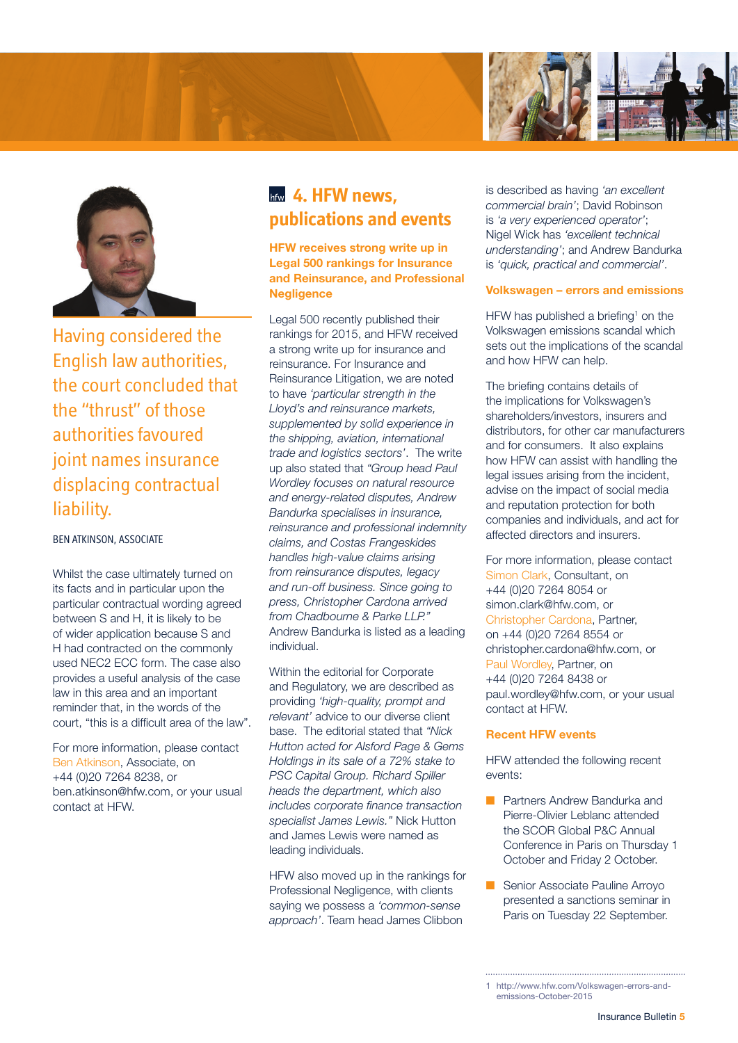Having considered the English law authorities, the court concluded that the "thrust" of those authorities favoured joint names insurance displacing contractual liability.

BEN ATKINSON, ASSOCIATE

Whilst the case ultimately turned on its facts and in particular upon the particular contractual wording agreed between S and H, it is likely to be of wider application because S and H had contracted on the commonly used NEC2 ECC form. The case also provides a useful analysis of the case law in this area and an important reminder that, in the words of the court, "this is a difficult area of the law".

For more information, please contact Ben Atkinson, Associate, on +44 (0)20 7264 8238, or ben.atkinson@hfw.com, or your usual contact at HFW.

## 4. HFW news, publications and events

### HFW receives strong write up in Legal 500 rankings for Insurance and Reinsurance, and Professional Negligence

Legal 500 recently published their rankings for 2015, and HFW received a strong write up for insurance and reinsurance. For Insurance and Reinsurance Litigation, we are noted to have *'particular strength in the Lloyd's and reinsurance markets, supplemented by solid experience in the shipping, aviation, international trade and logistics sectors'*. The write up also stated that *"Group head Paul Wordley focuses on natural resource and energy-related disputes, Andrew Bandurka specialises in insurance, reinsurance and professional indemnity claims, and Costas Frangeskides handles high-value claims arising from reinsurance disputes, legacy and run-off business. Since going to press, Christopher Cardona arrived from Chadbourne & Parke LLP."* Andrew Bandurka is listed as a leading individual.

Within the editorial for Corporate and Regulatory, we are described as providing *'high-quality, prompt and relevant'* advice to our diverse client base. The editorial stated that *"Nick Hutton acted for Alsford Page & Gems Holdings in its sale of a 72% stake to PSC Capital Group. Richard Spiller heads the department, which also includes corporate finance transaction specialist James Lewis."* Nick Hutton and James Lewis were named as leading individuals.

HFW also moved up in the rankings for Professional Negligence, with clients saying we possess a *'common-sense approach'*. Team head James Clibbon is described as having *'an excellent commercial brain'*; David Robinson is *'a very experienced operator'*; Nigel Wick has *'excellent technical understanding'*; and Andrew Bandurka is *'quick, practical and commercial'*.

### Volkswagen – errors and emissions

HFW has published a briefing[1] on the Volkswagen emissions scandal which sets out the implications of the scandal and how HFW can help.

The briefing contains details of the implications for Volkswagen's shareholders/investors, insurers and distributors, for other car manufacturers and for consumers. It also explains how HFW can assist with handling the legal issues arising from the incident, advise on the impact of social media and reputation protection for both companies and individuals, and act for affected directors and insurers.

For more information, please contact Simon Clark, Consultant, on +44 (0)20 7264 8054 or simon.clark@hfw.com, or Christopher Cardona, Partner, on +44 (0)20 7264 8554 or christopher.cardona@hfw.com, or Paul Wordley, Partner, on +44 (0)20 7264 8438 or paul.wordley@hfw.com, or your usual contact at HFW.

### Recent HFW events

HFW attended the following recent events:

- Partners Andrew Bandurka and Pierre-Olivier Leblanc attended the SCOR Global P&C Annual Conference in Paris on Thursday 1 October and Friday 2 October.
- Senior Associate Pauline Arroyo presented a sanctions seminar in Paris on Tuesday 22 September.

1 http://www.hfw.com/Volkswagen-errors-and-emissions-October-2015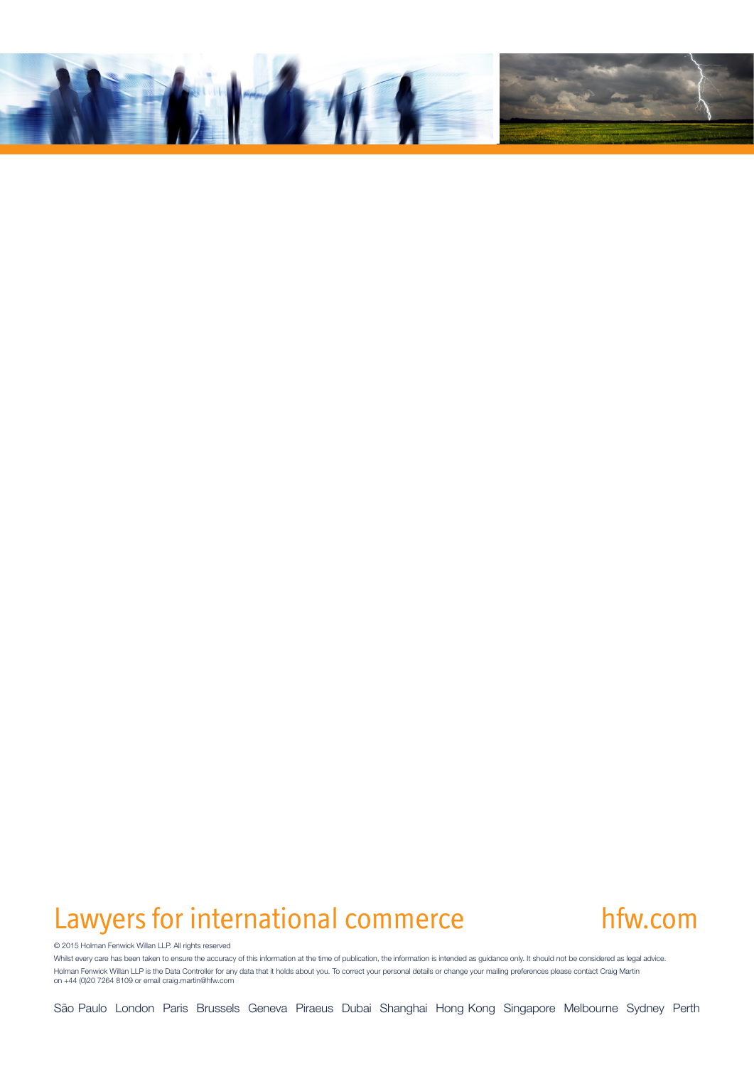Lawyers for international commerce hfw.com

© 2015 Holman Fenwick Willan LLP. All rights reserved

Whilst every care has been taken to ensure the accuracy of this information at the time of publication, the information is intended as guidance only. It should not be considered as legal advice.

Holman Fenwick Willan LLP is the Data Controller for any data that it holds about you. To correct your personal details or change your mailing preferences please contact Craig Martin on +44 (0)20 7264 8109 or email craig.martin@hfw.com

São Paulo London Paris Brussels Geneva Piraeus Dubai Shanghai Hong Kong Singapore Melbourne Sydney Perth